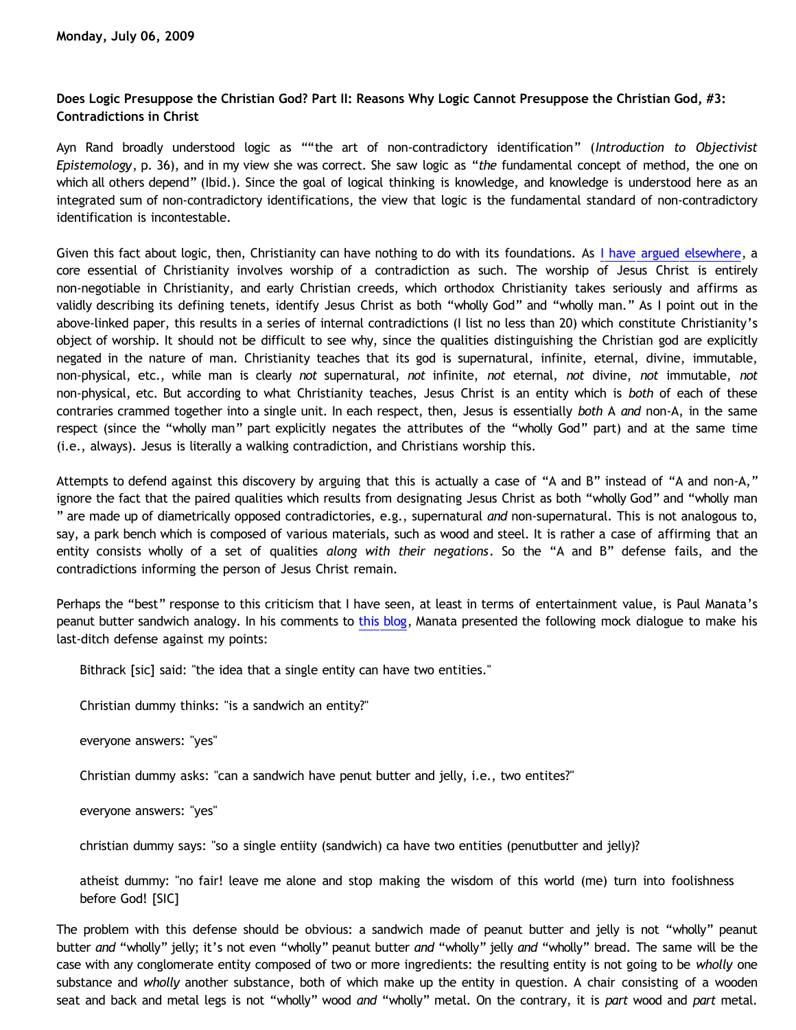**Monday, July 06, 2009**

### Does Logic Presuppose the Christian God? Part II: Reasons Why Logic Cannot Presuppose the Christian God, #3: Contradictions in Christ

Ayn Rand broadly understood logic as ""the art of non-contradictory identification" (*Introduction to Objectivist Epistemology*, p. 36), and in my view she was correct. She saw logic as "*the* fundamental concept of method, the one on which all others depend" (Ibid.). Since the goal of logical thinking is knowledge, and knowledge is understood here as an integrated sum of non-contradictory identifications, the view that logic is the fundamental standard of non-contradictory identification is incontestable.

Given this fact about logic, then, Christianity can have nothing to do with its foundations. As I have argued elsewhere, a core essential of Christianity involves worship of a contradiction as such. The worship of Jesus Christ is entirely non-negotiable in Christianity, and early Christian creeds, which orthodox Christianity takes seriously and affirms as validly describing its defining tenets, identify Jesus Christ as both "wholly God" and "wholly man." As I point out in the above-linked paper, this results in a series of internal contradictions (I list no less than 20) which constitute Christianity's object of worship. It should not be difficult to see why, since the qualities distinguishing the Christian god are explicitly negated in the nature of man. Christianity teaches that its god is supernatural, infinite, eternal, divine, immutable, non-physical, etc., while man is clearly *not* supernatural, *not* infinite, *not* eternal, *not* divine, *not* immutable, *not* non-physical, etc. But according to what Christianity teaches, Jesus Christ is an entity which is *both* of each of these contraries crammed together into a single unit. In each respect, then, Jesus is essentially *both* A *and* non-A, in the same respect (since the "wholly man" part explicitly negates the attributes of the "wholly God" part) and at the same time (i.e., always). Jesus is literally a walking contradiction, and Christians worship this.

Attempts to defend against this discovery by arguing that this is actually a case of "A and B" instead of "A and non-A," ignore the fact that the paired qualities which results from designating Jesus Christ as both "wholly God" and "wholly man " are made up of diametrically opposed contradictories, e.g., supernatural *and* non-supernatural. This is not analogous to, say, a park bench which is composed of various materials, such as wood and steel. It is rather a case of affirming that an entity consists wholly of a set of qualities *along with their negations*. So the "A and B" defense fails, and the contradictions informing the person of Jesus Christ remain.

Perhaps the "best" response to this criticism that I have seen, at least in terms of entertainment value, is Paul Manata's peanut butter sandwich analogy. In his comments to this blog, Manata presented the following mock dialogue to make his last-ditch defense against my points:

> Bithrack [sic] said: "the idea that a single entity can have two entities."
>
> Christian dummy thinks: "is a sandwich an entity?"
>
> everyone answers: "yes"
>
> Christian dummy asks: "can a sandwich have penut butter and jelly, i.e., two entites?"
>
> everyone answers: "yes"
>
> christian dummy says: "so a single entiity (sandwich) ca have two entities (penutbutter and jelly)?
>
> atheist dummy: "no fair! leave me alone and stop making the wisdom of this world (me) turn into foolishness before God! [SIC]

The problem with this defense should be obvious: a sandwich made of peanut butter and jelly is not "wholly" peanut butter *and* "wholly" jelly; it's not even "wholly" peanut butter *and* "wholly" jelly *and* "wholly" bread. The same will be the case with any conglomerate entity composed of two or more ingredients: the resulting entity is not going to be *wholly* one substance and *wholly* another substance, both of which make up the entity in question. A chair consisting of a wooden seat and back and metal legs is not "wholly" wood *and* "wholly" metal. On the contrary, it is *part* wood and *part* metal.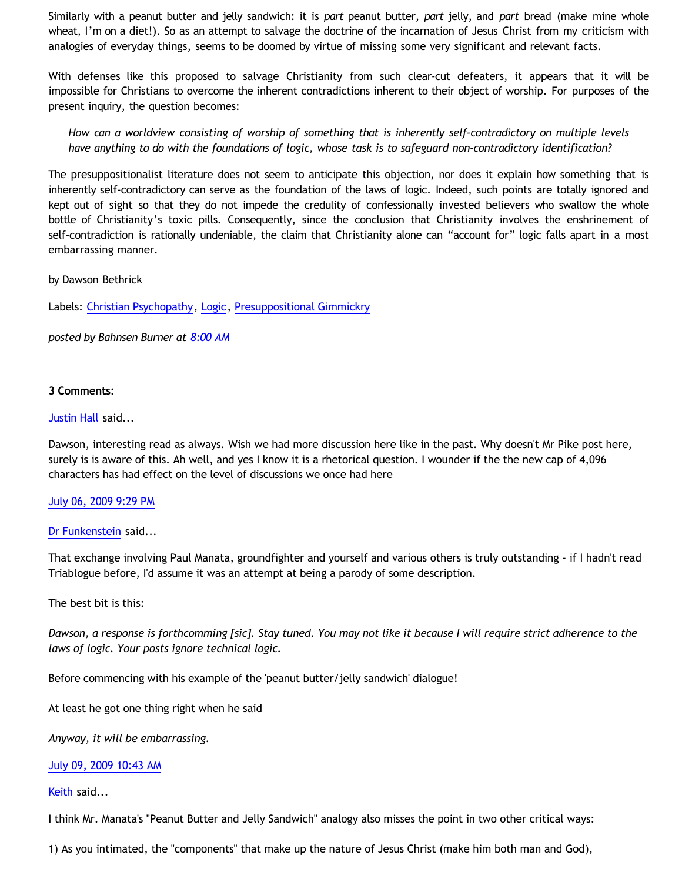Similarly with a peanut butter and jelly sandwich: it is *part* peanut butter, *part* jelly, and *part* bread (make mine whole wheat, I'm on a diet!). So as an attempt to salvage the doctrine of the incarnation of Jesus Christ from my criticism with analogies of everyday things, seems to be doomed by virtue of missing some very significant and relevant facts.

With defenses like this proposed to salvage Christianity from such clear-cut defeaters, it appears that it will be impossible for Christians to overcome the inherent contradictions inherent to their object of worship. For purposes of the present inquiry, the question becomes:

> *How can a worldview consisting of worship of something that is inherently self-contradictory on multiple levels have anything to do with the foundations of logic, whose task is to safeguard non-contradictory identification?*

The presuppositionalist literature does not seem to anticipate this objection, nor does it explain how something that is inherently self-contradictory can serve as the foundation of the laws of logic. Indeed, such points are totally ignored and kept out of sight so that they do not impede the credulity of confessionally invested believers who swallow the whole bottle of Christianity's toxic pills. Consequently, since the conclusion that Christianity involves the enshrinement of self-contradiction is rationally undeniable, the claim that Christianity alone can "account for" logic falls apart in a most embarrassing manner.

by Dawson Bethrick

Labels: Christian Psychopathy, Logic, Presuppositional Gimmickry

*posted by Bahnsen Burner at 8:00 AM*

**3 Comments:**

Justin Hall said...

Dawson, interesting read as always. Wish we had more discussion here like in the past. Why doesn't Mr Pike post here, surely is is aware of this. Ah well, and yes I know it is a rhetorical question. I wounder if the the new cap of 4,096 characters has had effect on the level of discussions we once had here

July 06, 2009 9:29 PM

Dr Funkenstein said...

That exchange involving Paul Manata, groundfighter and yourself and various others is truly outstanding - if I hadn't read Triablogue before, I'd assume it was an attempt at being a parody of some description.

The best bit is this:

*Dawson, a response is forthcomming [sic]. Stay tuned. You may not like it because I will require strict adherence to the laws of logic. Your posts ignore technical logic.*

Before commencing with his example of the 'peanut butter/jelly sandwich' dialogue!

At least he got one thing right when he said

*Anyway, it will be embarrassing.*

July 09, 2009 10:43 AM

Keith said...

I think Mr. Manata's "Peanut Butter and Jelly Sandwich" analogy also misses the point in two other critical ways:

1) As you intimated, the "components" that make up the nature of Jesus Christ (make him both man and God),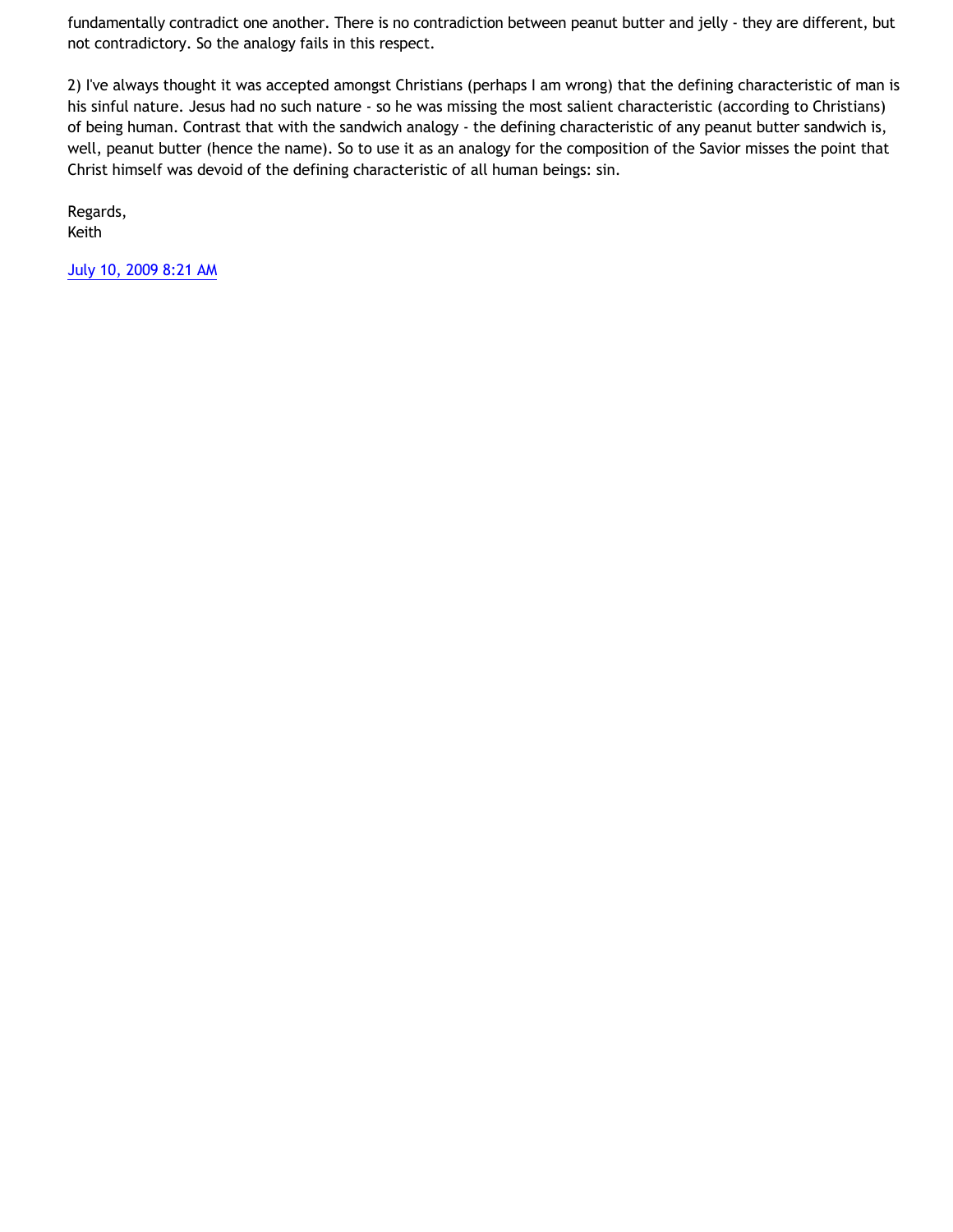fundamentally contradict one another. There is no contradiction between peanut butter and jelly - they are different, but not contradictory. So the analogy fails in this respect.

2) I've always thought it was accepted amongst Christians (perhaps I am wrong) that the defining characteristic of man is his sinful nature. Jesus had no such nature - so he was missing the most salient characteristic (according to Christians) of being human. Contrast that with the sandwich analogy - the defining characteristic of any peanut butter sandwich is, well, peanut butter (hence the name). So to use it as an analogy for the composition of the Savior misses the point that Christ himself was devoid of the defining characteristic of all human beings: sin.

Regards,
Keith

July 10, 2009 8:21 AM